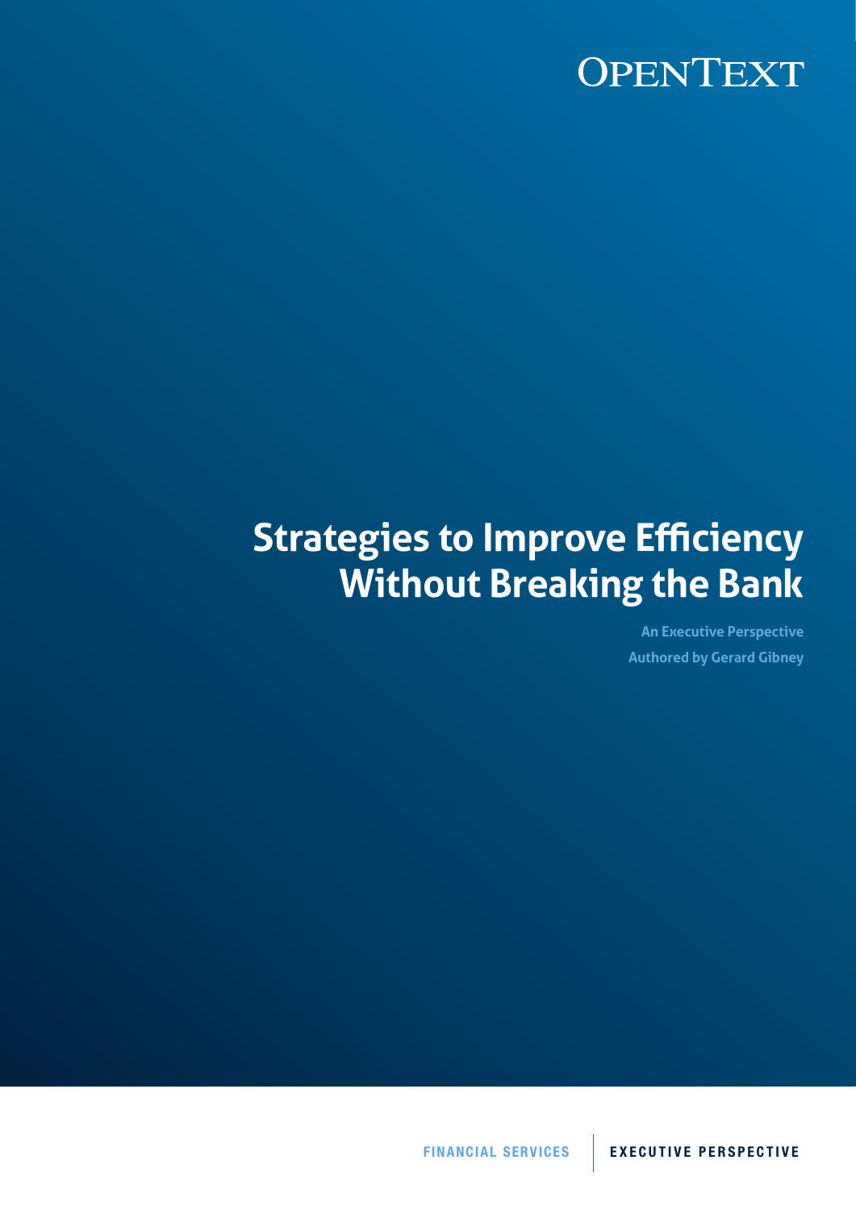OPENTEXT

# Strategies to Improve Efficiency Without Breaking the Bank

**An Executive Perspective**
**Authored by Gerard Gibney**

FINANCIAL SERVICES | EXECUTIVE PERSPECTIVE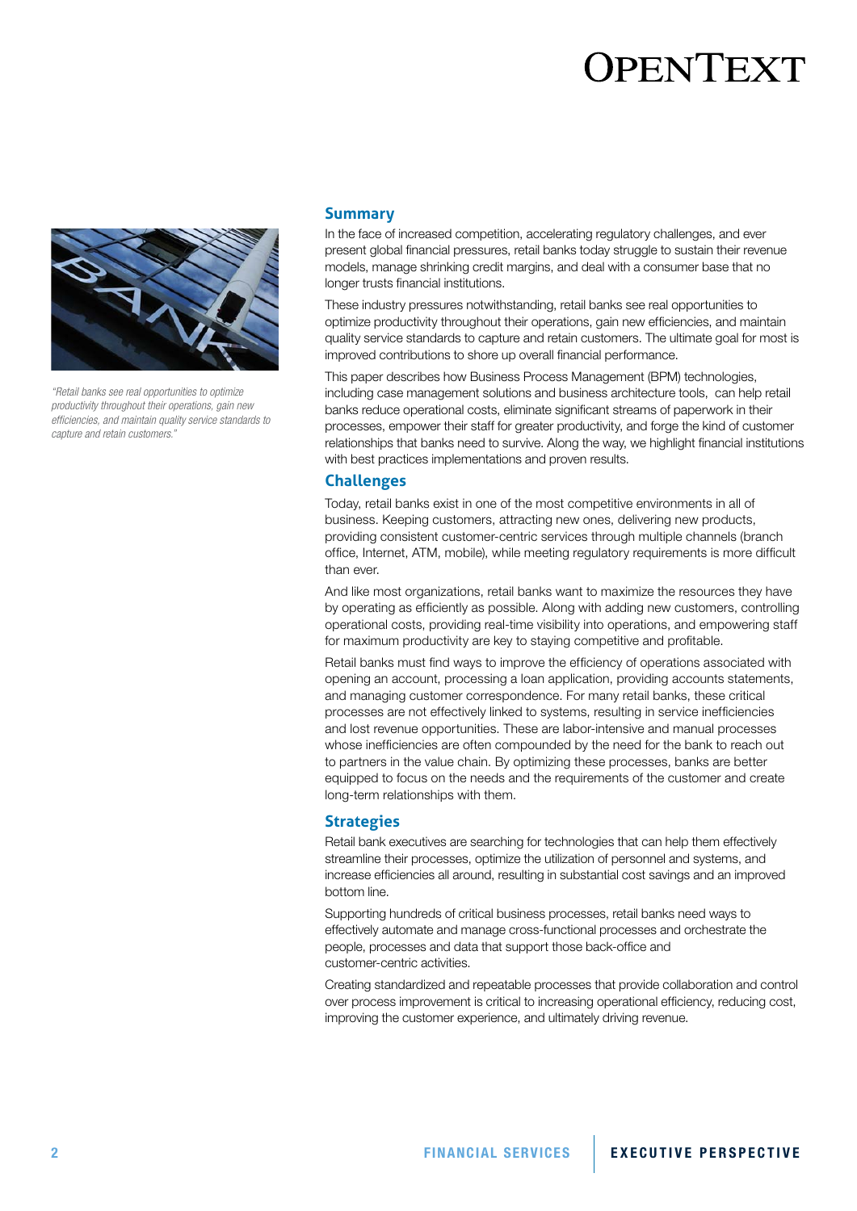*"Retail banks see real opportunities to optimize productivity throughout their operations, gain new efficiencies, and maintain quality service standards to capture and retain customers."*

## Summary

In the face of increased competition, accelerating regulatory challenges, and ever present global financial pressures, retail banks today struggle to sustain their revenue models, manage shrinking credit margins, and deal with a consumer base that no longer trusts financial institutions.

These industry pressures notwithstanding, retail banks see real opportunities to optimize productivity throughout their operations, gain new efficiencies, and maintain quality service standards to capture and retain customers. The ultimate goal for most is improved contributions to shore up overall financial performance.

This paper describes how Business Process Management (BPM) technologies, including case management solutions and business architecture tools, can help retail banks reduce operational costs, eliminate significant streams of paperwork in their processes, empower their staff for greater productivity, and forge the kind of customer relationships that banks need to survive. Along the way, we highlight financial institutions with best practices implementations and proven results.

## Challenges

Today, retail banks exist in one of the most competitive environments in all of business. Keeping customers, attracting new ones, delivering new products, providing consistent customer-centric services through multiple channels (branch office, Internet, ATM, mobile), while meeting regulatory requirements is more difficult than ever.

And like most organizations, retail banks want to maximize the resources they have by operating as efficiently as possible. Along with adding new customers, controlling operational costs, providing real-time visibility into operations, and empowering staff for maximum productivity are key to staying competitive and profitable.

Retail banks must find ways to improve the efficiency of operations associated with opening an account, processing a loan application, providing accounts statements, and managing customer correspondence. For many retail banks, these critical processes are not effectively linked to systems, resulting in service inefficiencies and lost revenue opportunities. These are labor-intensive and manual processes whose inefficiencies are often compounded by the need for the bank to reach out to partners in the value chain. By optimizing these processes, banks are better equipped to focus on the needs and the requirements of the customer and create long-term relationships with them.

## Strategies

Retail bank executives are searching for technologies that can help them effectively streamline their processes, optimize the utilization of personnel and systems, and increase efficiencies all around, resulting in substantial cost savings and an improved bottom line.

Supporting hundreds of critical business processes, retail banks need ways to effectively automate and manage cross-functional processes and orchestrate the people, processes and data that support those back-office and customer-centric activities.

Creating standardized and repeatable processes that provide collaboration and control over process improvement is critical to increasing operational efficiency, reducing cost, improving the customer experience, and ultimately driving revenue.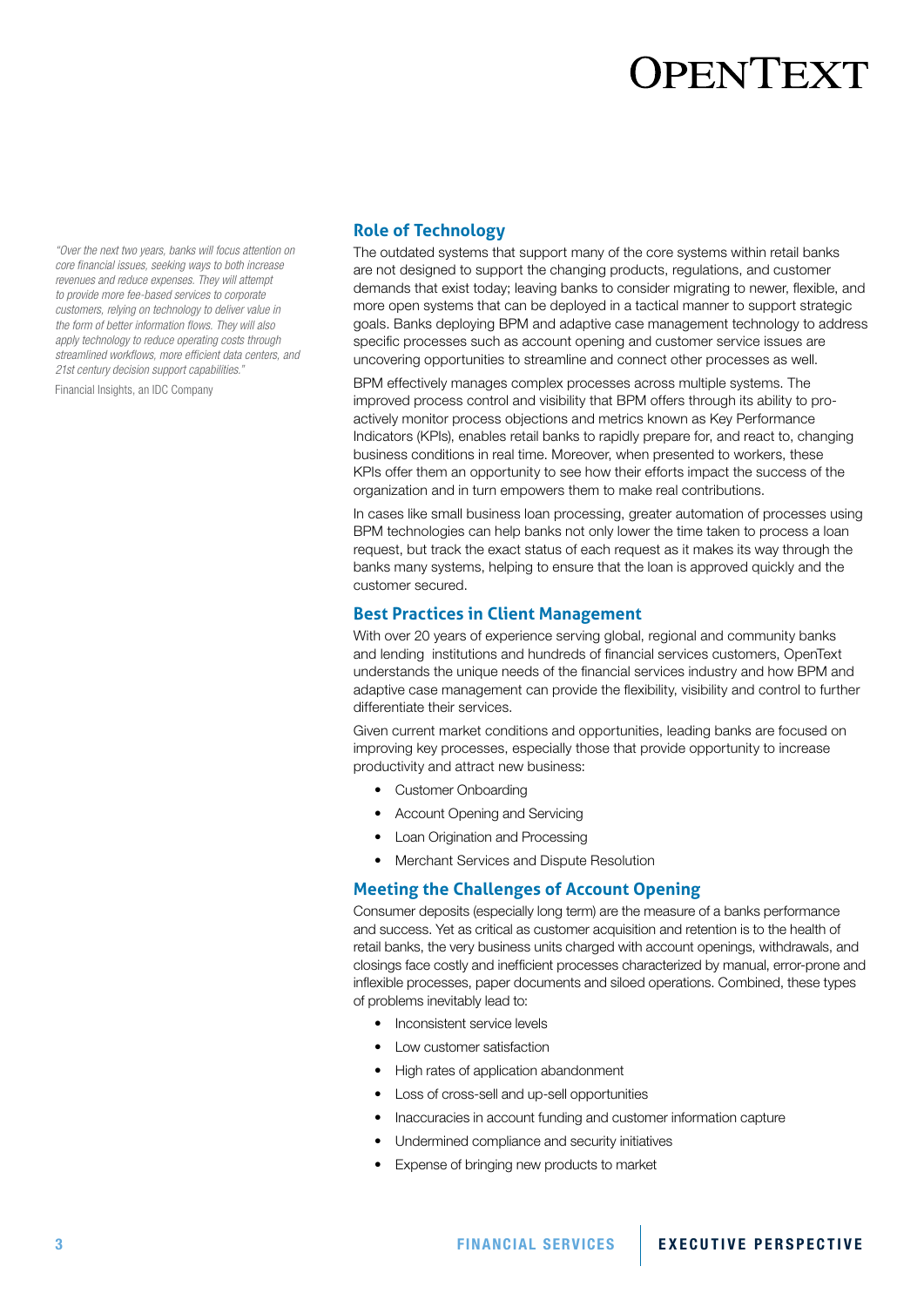*"Over the next two years, banks will focus attention on core financial issues, seeking ways to both increase revenues and reduce expenses. They will attempt to provide more fee-based services to corporate customers, relying on technology to deliver value in the form of better information flows. They will also apply technology to reduce operating costs through streamlined workflows, more efficient data centers, and 21st century decision support capabilities."*

Financial Insights, an IDC Company

## Role of Technology

The outdated systems that support many of the core systems within retail banks are not designed to support the changing products, regulations, and customer demands that exist today; leaving banks to consider migrating to newer, flexible, and more open systems that can be deployed in a tactical manner to support strategic goals. Banks deploying BPM and adaptive case management technology to address specific processes such as account opening and customer service issues are uncovering opportunities to streamline and connect other processes as well.

BPM effectively manages complex processes across multiple systems. The improved process control and visibility that BPM offers through its ability to pro-actively monitor process objections and metrics known as Key Performance Indicators (KPIs), enables retail banks to rapidly prepare for, and react to, changing business conditions in real time. Moreover, when presented to workers, these KPIs offer them an opportunity to see how their efforts impact the success of the organization and in turn empowers them to make real contributions.

In cases like small business loan processing, greater automation of processes using BPM technologies can help banks not only lower the time taken to process a loan request, but track the exact status of each request as it makes its way through the banks many systems, helping to ensure that the loan is approved quickly and the customer secured.

## Best Practices in Client Management

With over 20 years of experience serving global, regional and community banks and lending institutions and hundreds of financial services customers, OpenText understands the unique needs of the financial services industry and how BPM and adaptive case management can provide the flexibility, visibility and control to further differentiate their services.

Given current market conditions and opportunities, leading banks are focused on improving key processes, especially those that provide opportunity to increase productivity and attract new business:

- Customer Onboarding
- Account Opening and Servicing
- Loan Origination and Processing
- Merchant Services and Dispute Resolution

## Meeting the Challenges of Account Opening

Consumer deposits (especially long term) are the measure of a banks performance and success. Yet as critical as customer acquisition and retention is to the health of retail banks, the very business units charged with account openings, withdrawals, and closings face costly and inefficient processes characterized by manual, error-prone and inflexible processes, paper documents and siloed operations. Combined, these types of problems inevitably lead to:

- Inconsistent service levels
- Low customer satisfaction
- High rates of application abandonment
- Loss of cross-sell and up-sell opportunities
- Inaccuracies in account funding and customer information capture
- Undermined compliance and security initiatives
- Expense of bringing new products to market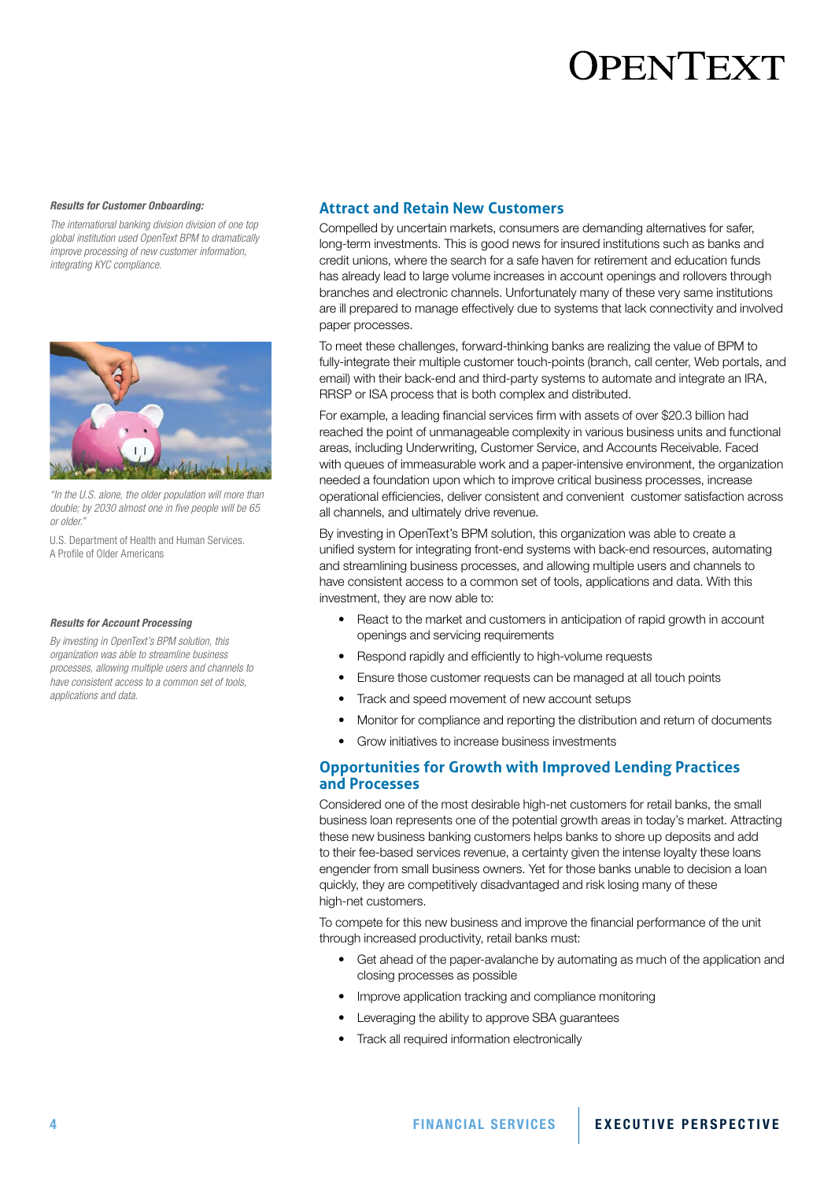**_Results for Customer Onboarding:_**

_The international banking division division of one top global institution used OpenText BPM to dramatically improve processing of new customer information, integrating KYC compliance._

_"In the U.S. alone, the older population will more than double; by 2030 almost one in five people will be 65 or older."_

U.S. Department of Health and Human Services. A Profile of Older Americans

**_Results for Account Processing_**

_By investing in OpenText's BPM solution, this organization was able to streamline business processes, allowing multiple users and channels to have consistent access to a common set of tools, applications and data._

## Attract and Retain New Customers

Compelled by uncertain markets, consumers are demanding alternatives for safer, long-term investments. This is good news for insured institutions such as banks and credit unions, where the search for a safe haven for retirement and education funds has already lead to large volume increases in account openings and rollovers through branches and electronic channels. Unfortunately many of these very same institutions are ill prepared to manage effectively due to systems that lack connectivity and involved paper processes.

To meet these challenges, forward-thinking banks are realizing the value of BPM to fully-integrate their multiple customer touch-points (branch, call center, Web portals, and email) with their back-end and third-party systems to automate and integrate an IRA, RRSP or ISA process that is both complex and distributed.

For example, a leading financial services firm with assets of over $20.3 billion had reached the point of unmanageable complexity in various business units and functional areas, including Underwriting, Customer Service, and Accounts Receivable. Faced with queues of immeasurable work and a paper-intensive environment, the organization needed a foundation upon which to improve critical business processes, increase operational efficiencies, deliver consistent and convenient customer satisfaction across all channels, and ultimately drive revenue.

By investing in OpenText's BPM solution, this organization was able to create a unified system for integrating front-end systems with back-end resources, automating and streamlining business processes, and allowing multiple users and channels to have consistent access to a common set of tools, applications and data. With this investment, they are now able to:

- React to the market and customers in anticipation of rapid growth in account openings and servicing requirements
- Respond rapidly and efficiently to high-volume requests
- Ensure those customer requests can be managed at all touch points
- Track and speed movement of new account setups
- Monitor for compliance and reporting the distribution and return of documents
- Grow initiatives to increase business investments

## Opportunities for Growth with Improved Lending Practices and Processes

Considered one of the most desirable high-net customers for retail banks, the small business loan represents one of the potential growth areas in today's market. Attracting these new business banking customers helps banks to shore up deposits and add to their fee-based services revenue, a certainty given the intense loyalty these loans engender from small business owners. Yet for those banks unable to decision a loan quickly, they are competitively disadvantaged and risk losing many of these high-net customers.

To compete for this new business and improve the financial performance of the unit through increased productivity, retail banks must:

- Get ahead of the paper-avalanche by automating as much of the application and closing processes as possible
- Improve application tracking and compliance monitoring
- Leveraging the ability to approve SBA guarantees
- Track all required information electronically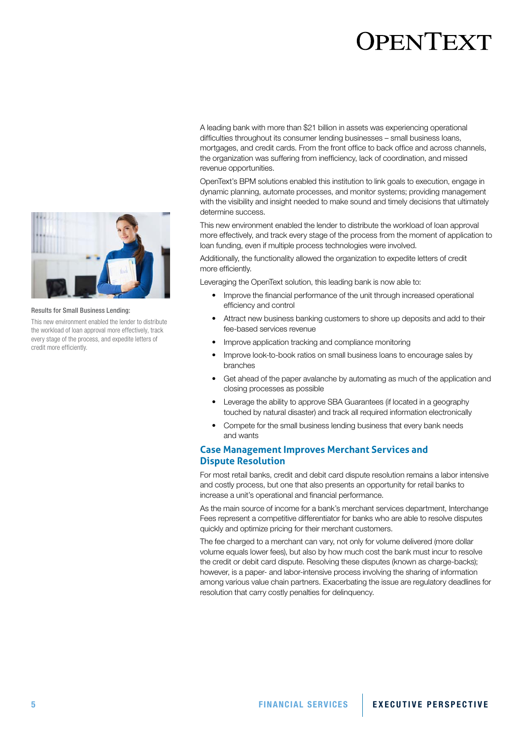A leading bank with more than $21 billion in assets was experiencing operational difficulties throughout its consumer lending businesses – small business loans, mortgages, and credit cards. From the front office to back office and across channels, the organization was suffering from inefficiency, lack of coordination, and missed revenue opportunities.

OpenText's BPM solutions enabled this institution to link goals to execution, engage in dynamic planning, automate processes, and monitor systems; providing management with the visibility and insight needed to make sound and timely decisions that ultimately determine success.

This new environment enabled the lender to distribute the workload of loan approval more effectively, and track every stage of the process from the moment of application to loan funding, even if multiple process technologies were involved.

Additionally, the functionality allowed the organization to expedite letters of credit more efficiently.

Leveraging the OpenText solution, this leading bank is now able to:

- Improve the financial performance of the unit through increased operational efficiency and control
- Attract new business banking customers to shore up deposits and add to their fee-based services revenue
- Improve application tracking and compliance monitoring
- Improve look-to-book ratios on small business loans to encourage sales by branches
- Get ahead of the paper avalanche by automating as much of the application and closing processes as possible
- Leverage the ability to approve SBA Guarantees (if located in a geography touched by natural disaster) and track all required information electronically
- Compete for the small business lending business that every bank needs and wants

Results for Small Business Lending:

This new environment enabled the lender to distribute the workload of loan approval more effectively, track every stage of the process, and expedite letters of credit more efficiently.

## Case Management Improves Merchant Services and Dispute Resolution

For most retail banks, credit and debit card dispute resolution remains a labor intensive and costly process, but one that also presents an opportunity for retail banks to increase a unit's operational and financial performance.

As the main source of income for a bank's merchant services department, Interchange Fees represent a competitive differentiator for banks who are able to resolve disputes quickly and optimize pricing for their merchant customers.

The fee charged to a merchant can vary, not only for volume delivered (more dollar volume equals lower fees), but also by how much cost the bank must incur to resolve the credit or debit card dispute. Resolving these disputes (known as charge-backs); however, is a paper- and labor-intensive process involving the sharing of information among various value chain partners. Exacerbating the issue are regulatory deadlines for resolution that carry costly penalties for delinquency.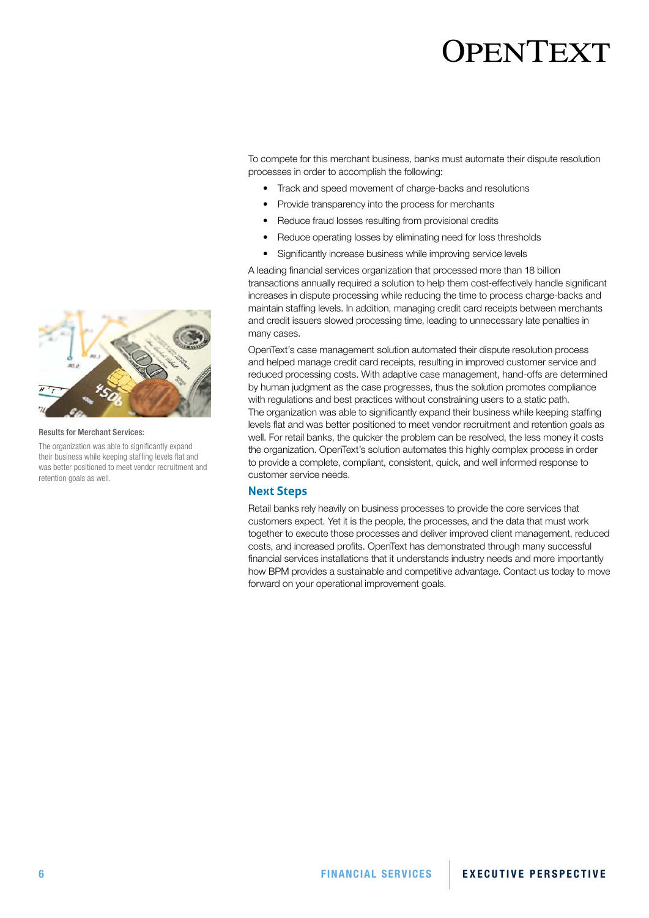To compete for this merchant business, banks must automate their dispute resolution processes in order to accomplish the following:

- Track and speed movement of charge-backs and resolutions
- Provide transparency into the process for merchants
- Reduce fraud losses resulting from provisional credits
- Reduce operating losses by eliminating need for loss thresholds
- Significantly increase business while improving service levels

A leading financial services organization that processed more than 18 billion transactions annually required a solution to help them cost-effectively handle significant increases in dispute processing while reducing the time to process charge-backs and maintain staffing levels. In addition, managing credit card receipts between merchants and credit issuers slowed processing time, leading to unnecessary late penalties in many cases.

OpenText's case management solution automated their dispute resolution process and helped manage credit card receipts, resulting in improved customer service and reduced processing costs. With adaptive case management, hand-offs are determined by human judgment as the case progresses, thus the solution promotes compliance with regulations and best practices without constraining users to a static path.
The organization was able to significantly expand their business while keeping staffing levels flat and was better positioned to meet vendor recruitment and retention goals as well. For retail banks, the quicker the problem can be resolved, the less money it costs the organization. OpenText's solution automates this highly complex process in order to provide a complete, compliant, consistent, quick, and well informed response to customer service needs.

Results for Merchant Services:

The organization was able to significantly expand their business while keeping staffing levels flat and was better positioned to meet vendor recruitment and retention goals as well.

## Next Steps

Retail banks rely heavily on business processes to provide the core services that customers expect. Yet it is the people, the processes, and the data that must work together to execute those processes and deliver improved client management, reduced costs, and increased profits. OpenText has demonstrated through many successful financial services installations that it understands industry needs and more importantly how BPM provides a sustainable and competitive advantage. Contact us today to move forward on your operational improvement goals.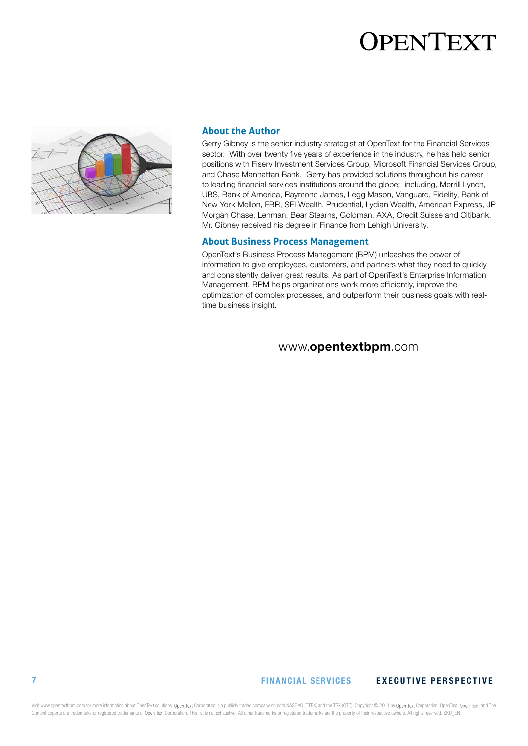## About the Author

Gerry Gibney is the senior industry strategist at OpenText for the Financial Services sector. With over twenty five years of experience in the industry, he has held senior positions with Fiserv Investment Services Group, Microsoft Financial Services Group, and Chase Manhattan Bank. Gerry has provided solutions throughout his career to leading financial services institutions around the globe; including, Merrill Lynch, UBS, Bank of America, Raymond James, Legg Mason, Vanguard, Fidelity, Bank of New York Mellon, FBR, SEI Wealth, Prudential, Lydian Wealth, American Express, JP Morgan Chase, Lehman, Bear Stearns, Goldman, AXA, Credit Suisse and Citibank. Mr. Gibney received his degree in Finance from Lehigh University.

## About Business Process Management

OpenText's Business Process Management (BPM) unleashes the power of information to give employees, customers, and partners what they need to quickly and consistently deliver great results. As part of OpenText's Enterprise Information Management, BPM helps organizations work more efficiently, improve the optimization of complex processes, and outperform their business goals with real-time business insight.

---

www.**opentextbpm**.com

Visit www.opentextbpm.com for more information about OpenText solutions. Open Text Corporation is a publicly traded company on both NASDAQ (OTEX) and the TSX (OTC). Copyright © 2011 by Open Text Corporation. OpenText, Open Text, and The Content Experts are trademarks or registered trademarks of Open Text Corporation. This list is not exhaustive. All other trademarks or registered trademarks are the property of their respective owners. All rights reserved. SKU_EN